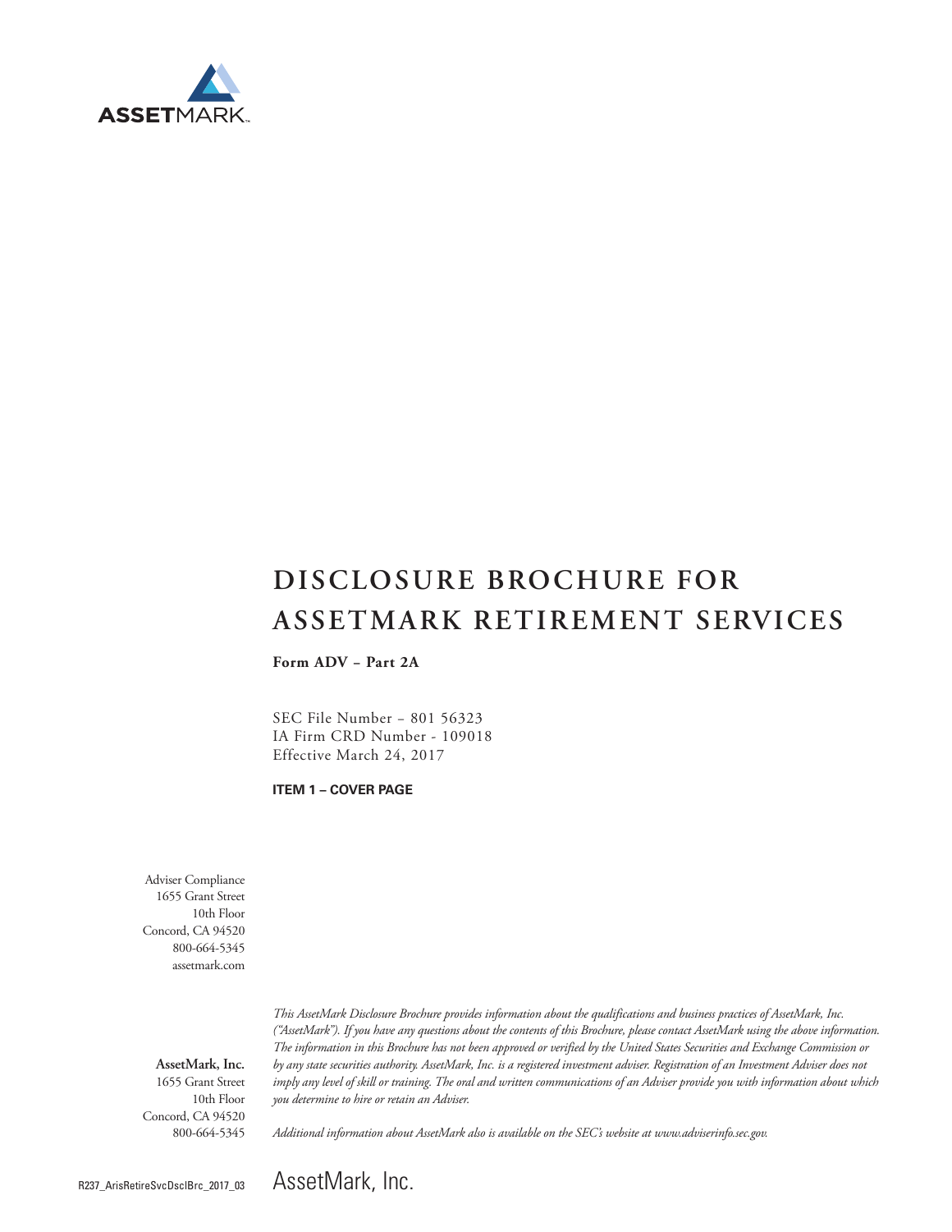ASSETMARK

# DISCLOSURE BROCHURE FOR ASSETMARK RETIREMENT SERVICES

**Form ADV – Part 2A**

SEC File Number – 801 56323
IA Firm CRD Number - 109018
Effective March 24, 2017

**ITEM 1 – COVER PAGE**

Adviser Compliance
1655 Grant Street
10th Floor
Concord, CA 94520
800-664-5345
assetmark.com

**AssetMark, Inc.**
1655 Grant Street
10th Floor
Concord, CA 94520
800-664-5345

*This AssetMark Disclosure Brochure provides information about the qualifications and business practices of AssetMark, Inc. ("AssetMark"). If you have any questions about the contents of this Brochure, please contact AssetMark using the above information. The information in this Brochure has not been approved or verified by the United States Securities and Exchange Commission or by any state securities authority. AssetMark, Inc. is a registered investment adviser. Registration of an Investment Adviser does not imply any level of skill or training. The oral and written communications of an Adviser provide you with information about which you determine to hire or retain an Adviser.*

*Additional information about AssetMark also is available on the SEC's website at www.adviserinfo.sec.gov.*

R237_ArisRetireSvcDsclBrc_2017_03 AssetMark, Inc.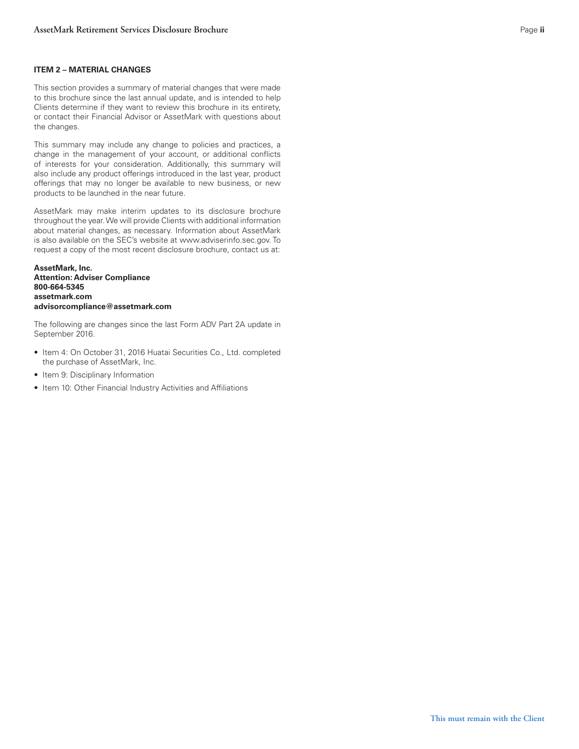## ITEM 2 – MATERIAL CHANGES

This section provides a summary of material changes that were made to this brochure since the last annual update, and is intended to help Clients determine if they want to review this brochure in its entirety, or contact their Financial Advisor or AssetMark with questions about the changes.

This summary may include any change to policies and practices, a change in the management of your account, or additional conflicts of interests for your consideration. Additionally, this summary will also include any product offerings introduced in the last year, product offerings that may no longer be available to new business, or new products to be launched in the near future.

AssetMark may make interim updates to its disclosure brochure throughout the year. We will provide Clients with additional information about material changes, as necessary. Information about AssetMark is also available on the SEC's website at www.adviserinfo.sec.gov. To request a copy of the most recent disclosure brochure, contact us at:

**AssetMark, Inc.**
**Attention: Adviser Compliance**
**800-664-5345**
**assetmark.com**
**advisorcompliance@assetmark.com**

The following are changes since the last Form ADV Part 2A update in September 2016.

- Item 4: On October 31, 2016 Huatai Securities Co., Ltd. completed the purchase of AssetMark, Inc.
- Item 9: Disciplinary Information
- Item 10: Other Financial Industry Activities and Affiliations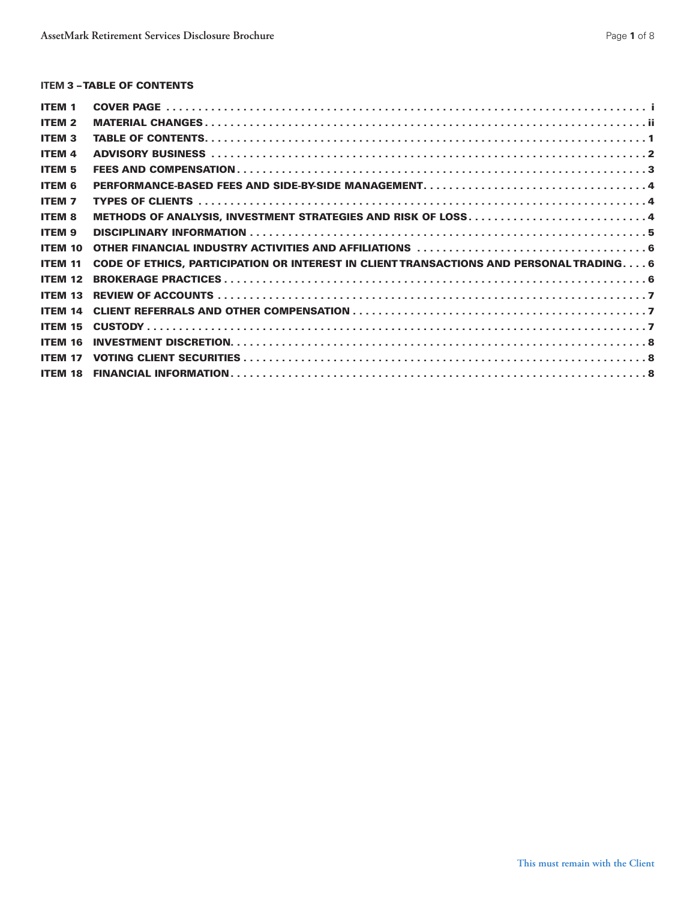## ITEM 3 – TABLE OF CONTENTS

| | | |
|---|---|---|
| **ITEM 1** | **COVER PAGE** | **i** |
| **ITEM 2** | **MATERIAL CHANGES** | **ii** |
| **ITEM 3** | **TABLE OF CONTENTS** | **1** |
| **ITEM 4** | **ADVISORY BUSINESS** | **2** |
| **ITEM 5** | **FEES AND COMPENSATION** | **3** |
| **ITEM 6** | **PERFORMANCE-BASED FEES AND SIDE-BY-SIDE MANAGEMENT** | **4** |
| **ITEM 7** | **TYPES OF CLIENTS** | **4** |
| **ITEM 8** | **METHODS OF ANALYSIS, INVESTMENT STRATEGIES AND RISK OF LOSS** | **4** |
| **ITEM 9** | **DISCIPLINARY INFORMATION** | **5** |
| **ITEM 10** | **OTHER FINANCIAL INDUSTRY ACTIVITIES AND AFFILIATIONS** | **6** |
| **ITEM 11** | **CODE OF ETHICS, PARTICIPATION OR INTEREST IN CLIENT TRANSACTIONS AND PERSONAL TRADING** | **6** |
| **ITEM 12** | **BROKERAGE PRACTICES** | **6** |
| **ITEM 13** | **REVIEW OF ACCOUNTS** | **7** |
| **ITEM 14** | **CLIENT REFERRALS AND OTHER COMPENSATION** | **7** |
| **ITEM 15** | **CUSTODY** | **7** |
| **ITEM 16** | **INVESTMENT DISCRETION** | **8** |
| **ITEM 17** | **VOTING CLIENT SECURITIES** | **8** |
| **ITEM 18** | **FINANCIAL INFORMATION** | **8** |

This must remain with the Client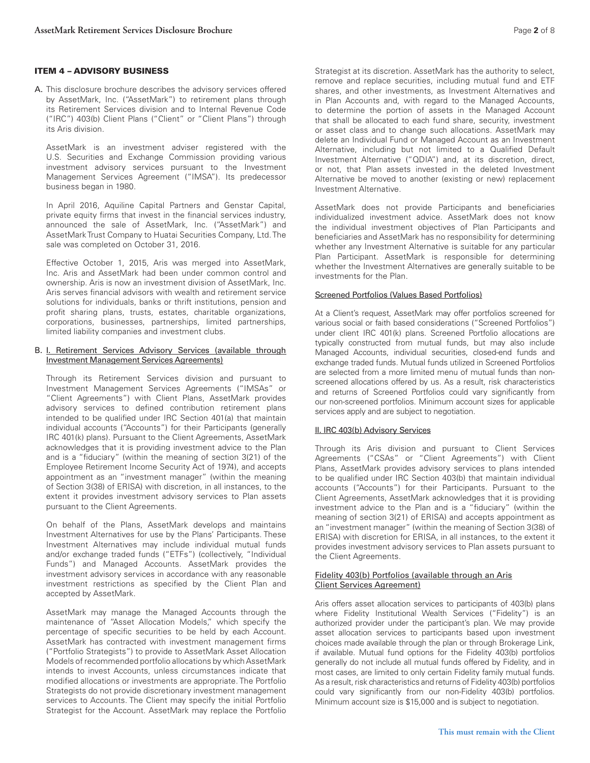## ITEM 4 – ADVISORY BUSINESS

A. This disclosure brochure describes the advisory services offered by AssetMark, Inc. ("AssetMark") to retirement plans through its Retirement Services division and to Internal Revenue Code ("IRC") 403(b) Client Plans ("Client" or "Client Plans") through its Aris division.

AssetMark is an investment adviser registered with the U.S. Securities and Exchange Commission providing various investment advisory services pursuant to the Investment Management Services Agreement ("IMSA"). Its predecessor business began in 1980.

In April 2016, Aquiline Capital Partners and Genstar Capital, private equity firms that invest in the financial services industry, announced the sale of AssetMark, Inc. ("AssetMark") and AssetMark Trust Company to Huatai Securities Company, Ltd. The sale was completed on October 31, 2016.

Effective October 1, 2015, Aris was merged into AssetMark, Inc. Aris and AssetMark had been under common control and ownership. Aris is now an investment division of AssetMark, Inc. Aris serves financial advisors with wealth and retirement service solutions for individuals, banks or thrift institutions, pension and profit sharing plans, trusts, estates, charitable organizations, corporations, businesses, partnerships, limited partnerships, limited liability companies and investment clubs.

B. I. Retirement Services Advisory Services (available through Investment Management Services Agreements)

Through its Retirement Services division and pursuant to Investment Management Services Agreements ("IMSAs" or "Client Agreements") with Client Plans, AssetMark provides advisory services to defined contribution retirement plans intended to be qualified under IRC Section 401(a) that maintain individual accounts ("Accounts") for their Participants (generally IRC 401(k) plans). Pursuant to the Client Agreements, AssetMark acknowledges that it is providing investment advice to the Plan and is a "fiduciary" (within the meaning of section 3(21) of the Employee Retirement Income Security Act of 1974), and accepts appointment as an "investment manager" (within the meaning of Section 3(38) of ERISA) with discretion, in all instances, to the extent it provides investment advisory services to Plan assets pursuant to the Client Agreements.

On behalf of the Plans, AssetMark develops and maintains Investment Alternatives for use by the Plans' Participants. These Investment Alternatives may include individual mutual funds and/or exchange traded funds ("ETFs") (collectively, "Individual Funds") and Managed Accounts. AssetMark provides the investment advisory services in accordance with any reasonable investment restrictions as specified by the Client Plan and accepted by AssetMark.

AssetMark may manage the Managed Accounts through the maintenance of "Asset Allocation Models," which specify the percentage of specific securities to be held by each Account. AssetMark has contracted with investment management firms ("Portfolio Strategists") to provide to AssetMark Asset Allocation Models of recommended portfolio allocations by which AssetMark intends to invest Accounts, unless circumstances indicate that modified allocations or investments are appropriate. The Portfolio Strategists do not provide discretionary investment management services to Accounts. The Client may specify the initial Portfolio Strategist for the Account. AssetMark may replace the Portfolio Strategist at its discretion. AssetMark has the authority to select, remove and replace securities, including mutual fund and ETF shares, and other investments, as Investment Alternatives and in Plan Accounts and, with regard to the Managed Accounts, to determine the portion of assets in the Managed Account that shall be allocated to each fund share, security, investment or asset class and to change such allocations. AssetMark may delete an Individual Fund or Managed Account as an Investment Alternative, including but not limited to a Qualified Default Investment Alternative ("QDIA") and, at its discretion, direct, or not, that Plan assets invested in the deleted Investment Alternative be moved to another (existing or new) replacement Investment Alternative.

AssetMark does not provide Participants and beneficiaries individualized investment advice. AssetMark does not know the individual investment objectives of Plan Participants and beneficiaries and AssetMark has no responsibility for determining whether any Investment Alternative is suitable for any particular Plan Participant. AssetMark is responsible for determining whether the Investment Alternatives are generally suitable to be investments for the Plan.

Screened Portfolios (Values Based Portfolios)

At a Client's request, AssetMark may offer portfolios screened for various social or faith based considerations ("Screened Portfolios") under client IRC 401(k) plans. Screened Portfolio allocations are typically constructed from mutual funds, but may also include Managed Accounts, individual securities, closed-end funds and exchange traded funds. Mutual funds utilized in Screened Portfolios are selected from a more limited menu of mutual funds than non-screened allocations offered by us. As a result, risk characteristics and returns of Screened Portfolios could vary significantly from our non-screened portfolios. Minimum account sizes for applicable services apply and are subject to negotiation.

II. IRC 403(b) Advisory Services

Through its Aris division and pursuant to Client Services Agreements ("CSAs" or "Client Agreements") with Client Plans, AssetMark provides advisory services to plans intended to be qualified under IRC Section 403(b) that maintain individual accounts ("Accounts") for their Participants. Pursuant to the Client Agreements, AssetMark acknowledges that it is providing investment advice to the Plan and is a "fiduciary" (within the meaning of section 3(21) of ERISA) and accepts appointment as an "investment manager" (within the meaning of Section 3(38) of ERISA) with discretion for ERISA, in all instances, to the extent it provides investment advisory services to Plan assets pursuant to the Client Agreements.

Fidelity 403(b) Portfolios (available through an Aris Client Services Agreement)

Aris offers asset allocation services to participants of 403(b) plans where Fidelity Institutional Wealth Services ("Fidelity") is an authorized provider under the participant's plan. We may provide asset allocation services to participants based upon investment choices made available through the plan or through Brokerage Link, if available. Mutual fund options for the Fidelity 403(b) portfolios generally do not include all mutual funds offered by Fidelity, and in most cases, are limited to only certain Fidelity family mutual funds. As a result, risk characteristics and returns of Fidelity 403(b) portfolios could vary significantly from our non-Fidelity 403(b) portfolios. Minimum account size is $15,000 and is subject to negotiation.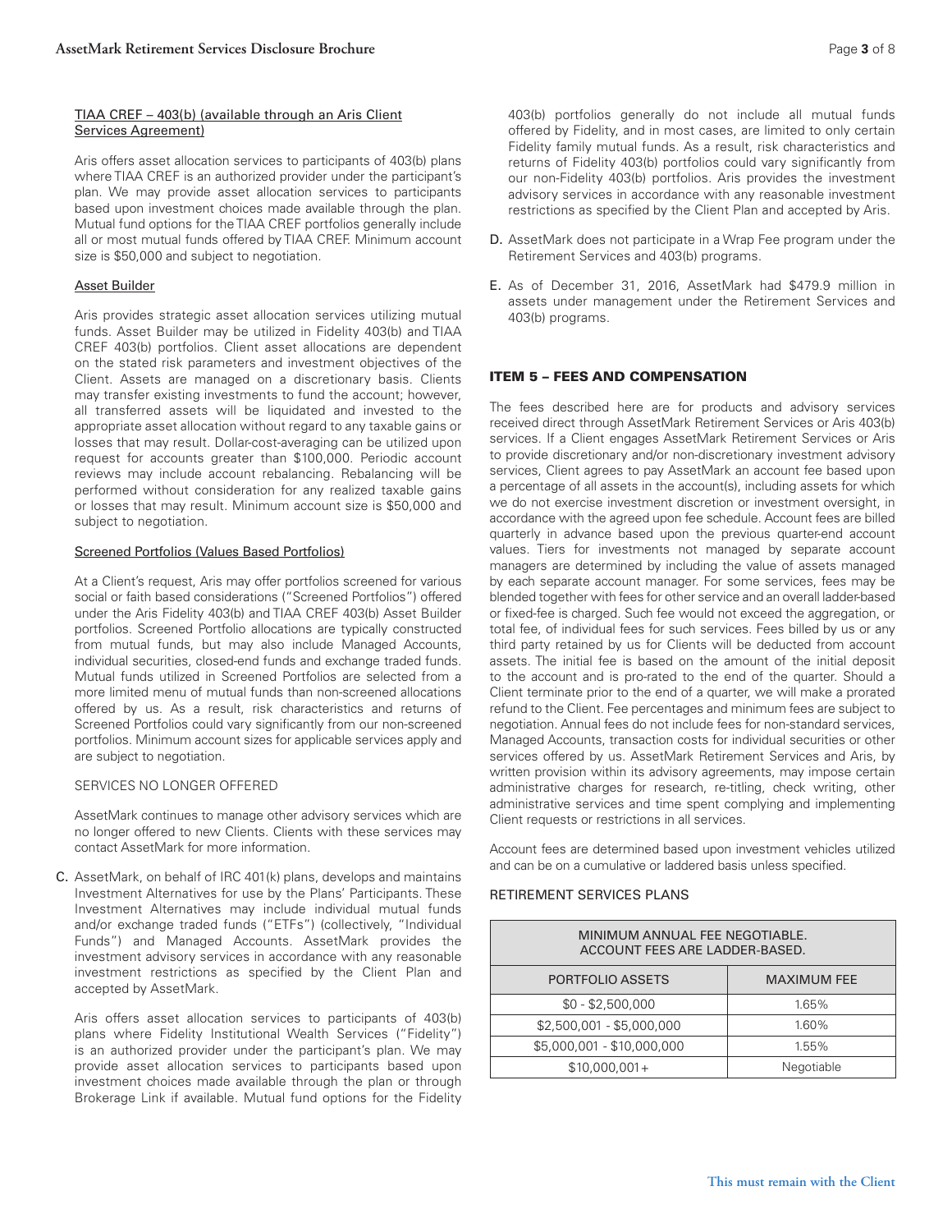TIAA CREF – 403(b) (available through an Aris Client Services Agreement)

Aris offers asset allocation services to participants of 403(b) plans where TIAA CREF is an authorized provider under the participant's plan. We may provide asset allocation services to participants based upon investment choices made available through the plan. Mutual fund options for the TIAA CREF portfolios generally include all or most mutual funds offered by TIAA CREF. Minimum account size is $50,000 and subject to negotiation.

Asset Builder

Aris provides strategic asset allocation services utilizing mutual funds. Asset Builder may be utilized in Fidelity 403(b) and TIAA CREF 403(b) portfolios. Client asset allocations are dependent on the stated risk parameters and investment objectives of the Client. Assets are managed on a discretionary basis. Clients may transfer existing investments to fund the account; however, all transferred assets will be liquidated and invested to the appropriate asset allocation without regard to any taxable gains or losses that may result. Dollar-cost-averaging can be utilized upon request for accounts greater than $100,000. Periodic account reviews may include account rebalancing. Rebalancing will be performed without consideration for any realized taxable gains or losses that may result. Minimum account size is $50,000 and subject to negotiation.

Screened Portfolios (Values Based Portfolios)

At a Client's request, Aris may offer portfolios screened for various social or faith based considerations ("Screened Portfolios") offered under the Aris Fidelity 403(b) and TIAA CREF 403(b) Asset Builder portfolios. Screened Portfolio allocations are typically constructed from mutual funds, but may also include Managed Accounts, individual securities, closed-end funds and exchange traded funds. Mutual funds utilized in Screened Portfolios are selected from a more limited menu of mutual funds than non-screened allocations offered by us. As a result, risk characteristics and returns of Screened Portfolios could vary significantly from our non-screened portfolios. Minimum account sizes for applicable services apply and are subject to negotiation.

SERVICES NO LONGER OFFERED

AssetMark continues to manage other advisory services which are no longer offered to new Clients. Clients with these services may contact AssetMark for more information.

C. AssetMark, on behalf of IRC 401(k) plans, develops and maintains Investment Alternatives for use by the Plans' Participants. These Investment Alternatives may include individual mutual funds and/or exchange traded funds ("ETFs") (collectively, "Individual Funds") and Managed Accounts. AssetMark provides the investment advisory services in accordance with any reasonable investment restrictions as specified by the Client Plan and accepted by AssetMark.

Aris offers asset allocation services to participants of 403(b) plans where Fidelity Institutional Wealth Services ("Fidelity") is an authorized provider under the participant's plan. We may provide asset allocation services to participants based upon investment choices made available through the plan or through Brokerage Link if available. Mutual fund options for the Fidelity 403(b) portfolios generally do not include all mutual funds offered by Fidelity, and in most cases, are limited to only certain Fidelity family mutual funds. As a result, risk characteristics and returns of Fidelity 403(b) portfolios could vary significantly from our non-Fidelity 403(b) portfolios. Aris provides the investment advisory services in accordance with any reasonable investment restrictions as specified by the Client Plan and accepted by Aris.

D. AssetMark does not participate in a Wrap Fee program under the Retirement Services and 403(b) programs.

E. As of December 31, 2016, AssetMark had $479.9 million in assets under management under the Retirement Services and 403(b) programs.

## ITEM 5 – FEES AND COMPENSATION

The fees described here are for products and advisory services received direct through AssetMark Retirement Services or Aris 403(b) services. If a Client engages AssetMark Retirement Services or Aris to provide discretionary and/or non-discretionary investment advisory services, Client agrees to pay AssetMark an account fee based upon a percentage of all assets in the account(s), including assets for which we do not exercise investment discretion or investment oversight, in accordance with the agreed upon fee schedule. Account fees are billed quarterly in advance based upon the previous quarter-end account values. Tiers for investments not managed by separate account managers are determined by including the value of assets managed by each separate account manager. For some services, fees may be blended together with fees for other service and an overall ladder-based or fixed-fee is charged. Such fee would not exceed the aggregation, or total fee, of individual fees for such services. Fees billed by us or any third party retained by us for Clients will be deducted from account assets. The initial fee is based on the amount of the initial deposit to the account and is pro-rated to the end of the quarter. Should a Client terminate prior to the end of a quarter, we will make a prorated refund to the Client. Fee percentages and minimum fees are subject to negotiation. Annual fees do not include fees for non-standard services, Managed Accounts, transaction costs for individual securities or other services offered by us. AssetMark Retirement Services and Aris, by written provision within its advisory agreements, may impose certain administrative charges for research, re-titling, check writing, other administrative services and time spent complying and implementing Client requests or restrictions in all services.

Account fees are determined based upon investment vehicles utilized and can be on a cumulative or laddered basis unless specified.

RETIREMENT SERVICES PLANS

| MINIMUM ANNUAL FEE NEGOTIABLE. ACCOUNT FEES ARE LADDER-BASED. | |
|---|---|
| PORTFOLIO ASSETS | MAXIMUM FEE |
| $0 - $2,500,000 | 1.65% |
| $2,500,001 - $5,000,000 | 1.60% |
| $5,000,001 - $10,000,000 | 1.55% |
| $10,000,001+ | Negotiable |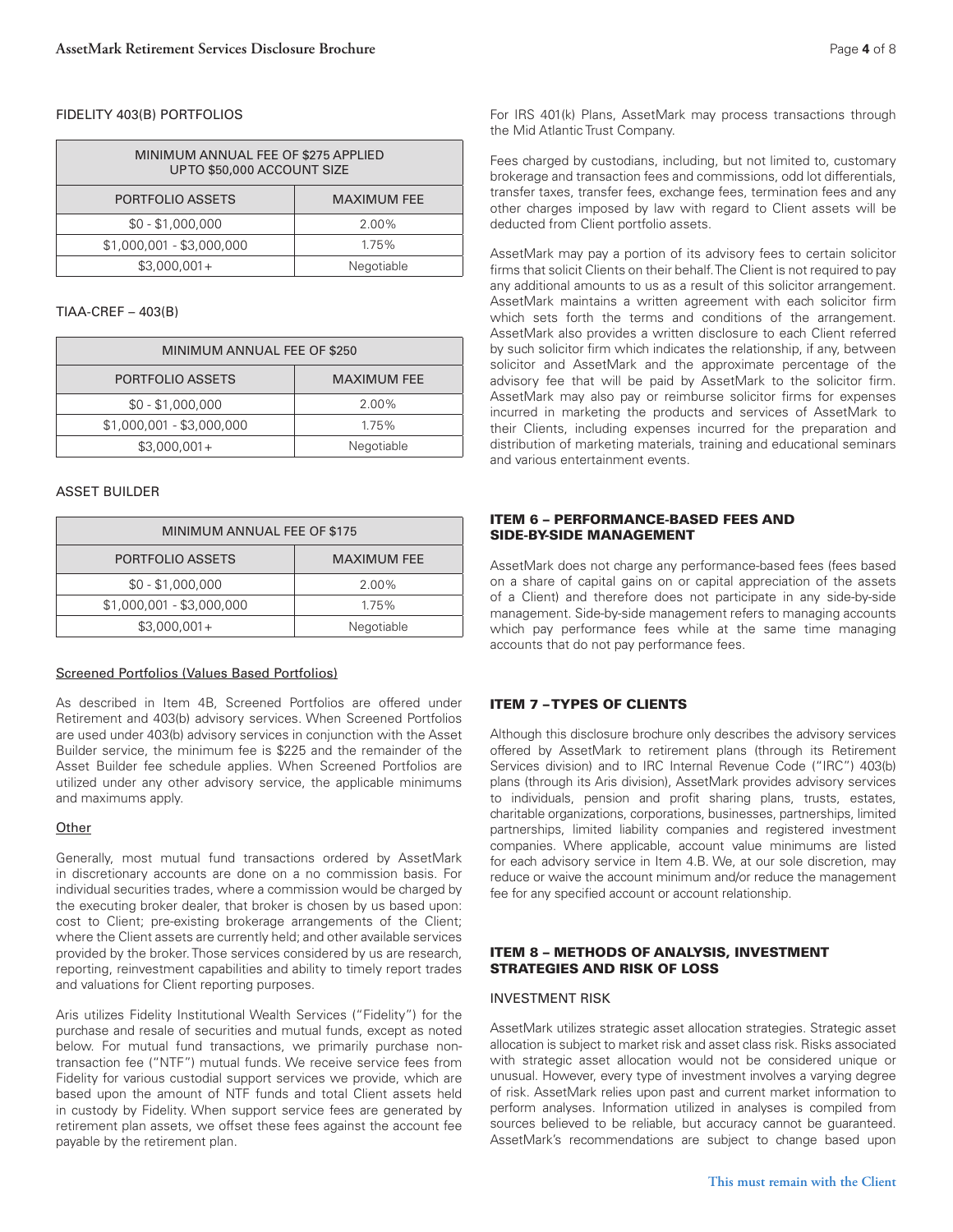FIDELITY 403(B) PORTFOLIOS

| MINIMUM ANNUAL FEE OF $275 APPLIED UP TO $50,000 ACCOUNT SIZE | |
|---|---|
| PORTFOLIO ASSETS | MAXIMUM FEE |
| $0 - $1,000,000 | 2.00% |
| $1,000,001 - $3,000,000 | 1.75% |
| $3,000,001+ | Negotiable |

TIAA-CREF – 403(B)

| MINIMUM ANNUAL FEE OF $250 | |
|---|---|
| PORTFOLIO ASSETS | MAXIMUM FEE |
| $0 - $1,000,000 | 2.00% |
| $1,000,001 - $3,000,000 | 1.75% |
| $3,000,001+ | Negotiable |

ASSET BUILDER

| MINIMUM ANNUAL FEE OF $175 | |
|---|---|
| PORTFOLIO ASSETS | MAXIMUM FEE |
| $0 - $1,000,000 | 2.00% |
| $1,000,001 - $3,000,000 | 1.75% |
| $3,000,001+ | Negotiable |

Screened Portfolios (Values Based Portfolios)

As described in Item 4B, Screened Portfolios are offered under Retirement and 403(b) advisory services. When Screened Portfolios are used under 403(b) advisory services in conjunction with the Asset Builder service, the minimum fee is $225 and the remainder of the Asset Builder fee schedule applies. When Screened Portfolios are utilized under any other advisory service, the applicable minimums and maximums apply.

Other

Generally, most mutual fund transactions ordered by AssetMark in discretionary accounts are done on a no commission basis. For individual securities trades, where a commission would be charged by the executing broker dealer, that broker is chosen by us based upon: cost to Client; pre-existing brokerage arrangements of the Client; where the Client assets are currently held; and other available services provided by the broker. Those services considered by us are research, reporting, reinvestment capabilities and ability to timely report trades and valuations for Client reporting purposes.

Aris utilizes Fidelity Institutional Wealth Services ("Fidelity") for the purchase and resale of securities and mutual funds, except as noted below. For mutual fund transactions, we primarily purchase non-transaction fee ("NTF") mutual funds. We receive service fees from Fidelity for various custodial support services we provide, which are based upon the amount of NTF funds and total Client assets held in custody by Fidelity. When support service fees are generated by retirement plan assets, we offset these fees against the account fee payable by the retirement plan.

For IRS 401(k) Plans, AssetMark may process transactions through the Mid Atlantic Trust Company.

Fees charged by custodians, including, but not limited to, customary brokerage and transaction fees and commissions, odd lot differentials, transfer taxes, transfer fees, exchange fees, termination fees and any other charges imposed by law with regard to Client assets will be deducted from Client portfolio assets.

AssetMark may pay a portion of its advisory fees to certain solicitor firms that solicit Clients on their behalf. The Client is not required to pay any additional amounts to us as a result of this solicitor arrangement. AssetMark maintains a written agreement with each solicitor firm which sets forth the terms and conditions of the arrangement. AssetMark also provides a written disclosure to each Client referred by such solicitor firm which indicates the relationship, if any, between solicitor and AssetMark and the approximate percentage of the advisory fee that will be paid by AssetMark to the solicitor firm. AssetMark may also pay or reimburse solicitor firms for expenses incurred in marketing the products and services of AssetMark to their Clients, including expenses incurred for the preparation and distribution of marketing materials, training and educational seminars and various entertainment events.

## ITEM 6 – PERFORMANCE-BASED FEES AND SIDE-BY-SIDE MANAGEMENT

AssetMark does not charge any performance-based fees (fees based on a share of capital gains on or capital appreciation of the assets of a Client) and therefore does not participate in any side-by-side management. Side-by-side management refers to managing accounts which pay performance fees while at the same time managing accounts that do not pay performance fees.

## ITEM 7 – TYPES OF CLIENTS

Although this disclosure brochure only describes the advisory services offered by AssetMark to retirement plans (through its Retirement Services division) and to IRC Internal Revenue Code ("IRC") 403(b) plans (through its Aris division), AssetMark provides advisory services to individuals, pension and profit sharing plans, trusts, estates, charitable organizations, corporations, businesses, partnerships, limited partnerships, limited liability companies and registered investment companies. Where applicable, account value minimums are listed for each advisory service in Item 4.B. We, at our sole discretion, may reduce or waive the account minimum and/or reduce the management fee for any specified account or account relationship.

## ITEM 8 – METHODS OF ANALYSIS, INVESTMENT STRATEGIES AND RISK OF LOSS

INVESTMENT RISK

AssetMark utilizes strategic asset allocation strategies. Strategic asset allocation is subject to market risk and asset class risk. Risks associated with strategic asset allocation would not be considered unique or unusual. However, every type of investment involves a varying degree of risk. AssetMark relies upon past and current market information to perform analyses. Information utilized in analyses is compiled from sources believed to be reliable, but accuracy cannot be guaranteed. AssetMark's recommendations are subject to change based upon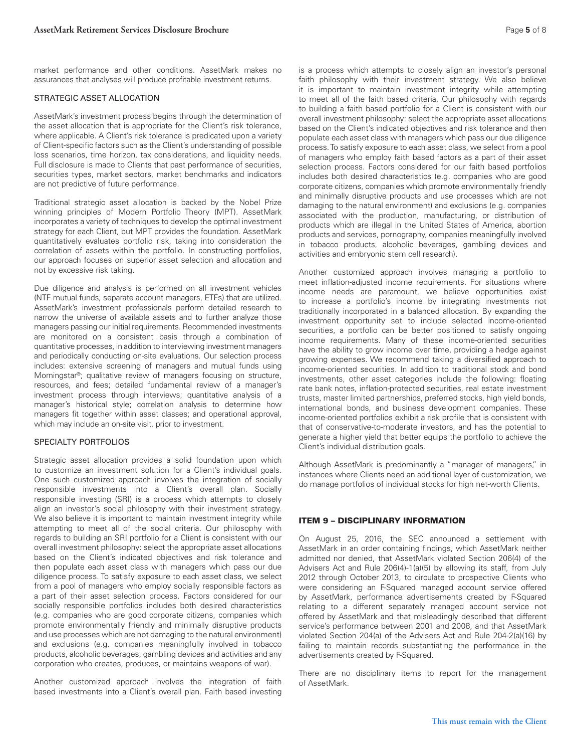market performance and other conditions. AssetMark makes no assurances that analyses will produce profitable investment returns.

### STRATEGIC ASSET ALLOCATION

AssetMark's investment process begins through the determination of the asset allocation that is appropriate for the Client's risk tolerance, where applicable. A Client's risk tolerance is predicated upon a variety of Client-specific factors such as the Client's understanding of possible loss scenarios, time horizon, tax considerations, and liquidity needs. Full disclosure is made to Clients that past performance of securities, securities types, market sectors, market benchmarks and indicators are not predictive of future performance.

Traditional strategic asset allocation is backed by the Nobel Prize winning principles of Modern Portfolio Theory (MPT). AssetMark incorporates a variety of techniques to develop the optimal investment strategy for each Client, but MPT provides the foundation. AssetMark quantitatively evaluates portfolio risk, taking into consideration the correlation of assets within the portfolio. In constructing portfolios, our approach focuses on superior asset selection and allocation and not by excessive risk taking.

Due diligence and analysis is performed on all investment vehicles (NTF mutual funds, separate account managers, ETFs) that are utilized. AssetMark's investment professionals perform detailed research to narrow the universe of available assets and to further analyze those managers passing our initial requirements. Recommended investments are monitored on a consistent basis through a combination of quantitative processes, in addition to interviewing investment managers and periodically conducting on-site evaluations. Our selection process includes: extensive screening of managers and mutual funds using Morningstar®; qualitative review of managers focusing on structure, resources, and fees; detailed fundamental review of a manager's investment process through interviews; quantitative analysis of a manager's historical style; correlation analysis to determine how managers fit together within asset classes; and operational approval, which may include an on-site visit, prior to investment.

### SPECIALTY PORTFOLIOS

Strategic asset allocation provides a solid foundation upon which to customize an investment solution for a Client's individual goals. One such customized approach involves the integration of socially responsible investments into a Client's overall plan. Socially responsible investing (SRI) is a process which attempts to closely align an investor's social philosophy with their investment strategy. We also believe it is important to maintain investment integrity while attempting to meet all of the social criteria. Our philosophy with regards to building an SRI portfolio for a Client is consistent with our overall investment philosophy: select the appropriate asset allocations based on the Client's indicated objectives and risk tolerance and then populate each asset class with managers which pass our due diligence process. To satisfy exposure to each asset class, we select from a pool of managers who employ socially responsible factors as a part of their asset selection process. Factors considered for our socially responsible portfolios includes both desired characteristics (e.g. companies who are good corporate citizens, companies which promote environmentally friendly and minimally disruptive products and use processes which are not damaging to the natural environment) and exclusions (e.g. companies meaningfully involved in tobacco products, alcoholic beverages, gambling devices and activities and any corporation who creates, produces, or maintains weapons of war).

Another customized approach involves the integration of faith based investments into a Client's overall plan. Faith based investing is a process which attempts to closely align an investor's personal faith philosophy with their investment strategy. We also believe it is important to maintain investment integrity while attempting to meet all of the faith based criteria. Our philosophy with regards to building a faith based portfolio for a Client is consistent with our overall investment philosophy: select the appropriate asset allocations based on the Client's indicated objectives and risk tolerance and then populate each asset class with managers which pass our due diligence process. To satisfy exposure to each asset class, we select from a pool of managers who employ faith based factors as a part of their asset selection process. Factors considered for our faith based portfolios includes both desired characteristics (e.g. companies who are good corporate citizens, companies which promote environmentally friendly and minimally disruptive products and use processes which are not damaging to the natural environment) and exclusions (e.g. companies associated with the production, manufacturing, or distribution of products which are illegal in the United States of America, abortion products and services, pornography, companies meaningfully involved in tobacco products, alcoholic beverages, gambling devices and activities and embryonic stem cell research).

Another customized approach involves managing a portfolio to meet inflation-adjusted income requirements. For situations where income needs are paramount, we believe opportunities exist to increase a portfolio's income by integrating investments not traditionally incorporated in a balanced allocation. By expanding the investment opportunity set to include selected income-oriented securities, a portfolio can be better positioned to satisfy ongoing income requirements. Many of these income-oriented securities have the ability to grow income over time, providing a hedge against growing expenses. We recommend taking a diversified approach to income-oriented securities. In addition to traditional stock and bond investments, other asset categories include the following: floating rate bank notes, inflation-protected securities, real estate investment trusts, master limited partnerships, preferred stocks, high yield bonds, international bonds, and business development companies. These income-oriented portfolios exhibit a risk profile that is consistent with that of conservative-to-moderate investors, and has the potential to generate a higher yield that better equips the portfolio to achieve the Client's individual distribution goals.

Although AssetMark is predominantly a "manager of managers," in instances where Clients need an additional layer of customization, we do manage portfolios of individual stocks for high net-worth Clients.

## ITEM 9 – DISCIPLINARY INFORMATION

On August 25, 2016, the SEC announced a settlement with AssetMark in an order containing findings, which AssetMark neither admitted nor denied, that AssetMark violated Section 206(4) of the Advisers Act and Rule 206(4)-1(a)(5) by allowing its staff, from July 2012 through October 2013, to circulate to prospective Clients who were considering an F-Squared managed account service offered by AssetMark, performance advertisements created by F-Squared relating to a different separately managed account service not offered by AssetMark and that misleadingly described that different service's performance between 2001 and 2008, and that AssetMark violated Section 204(a) of the Advisers Act and Rule 204-2(a)(16) by failing to maintain records substantiating the performance in the advertisements created by F-Squared.

There are no disciplinary items to report for the management of AssetMark.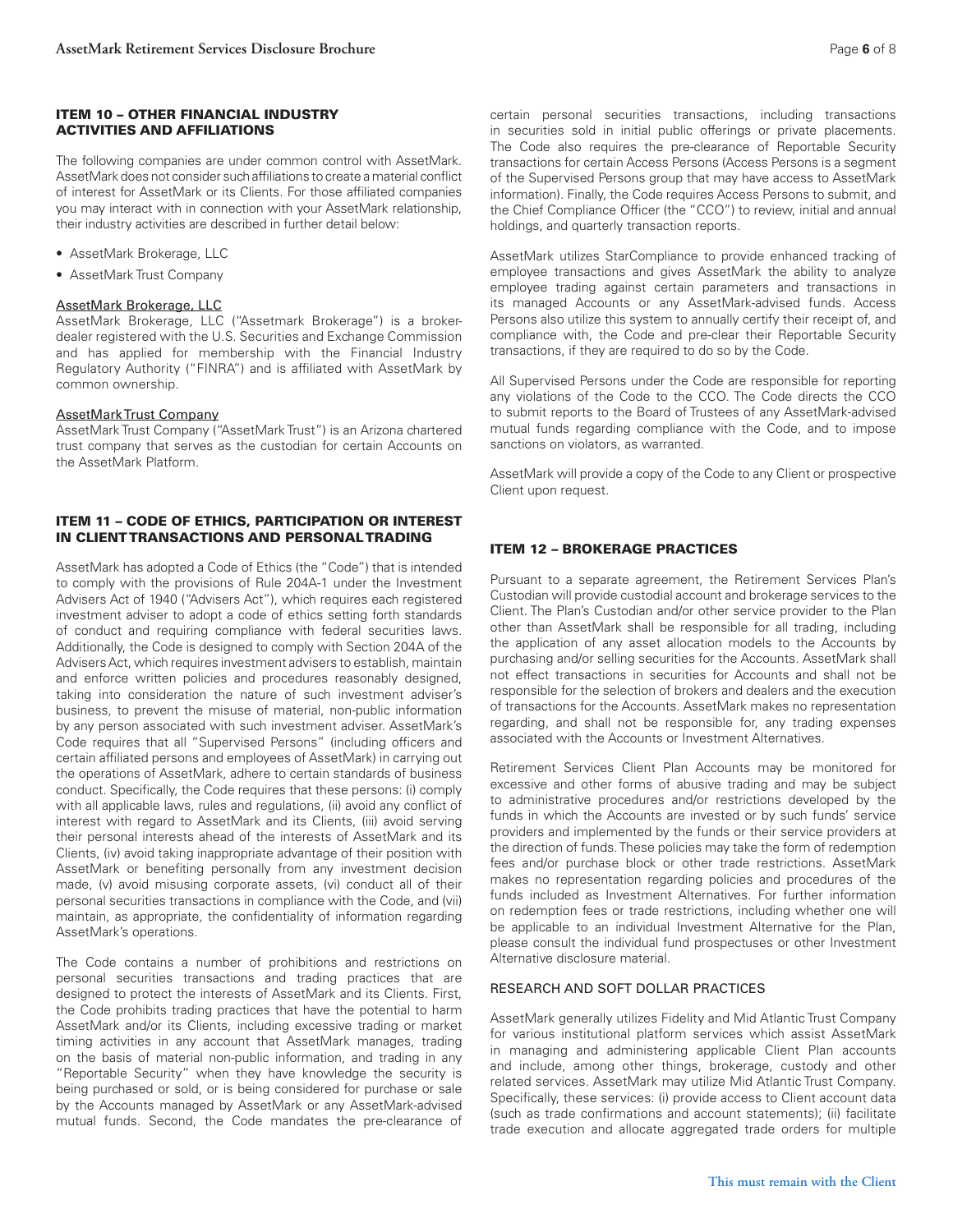## ITEM 10 – OTHER FINANCIAL INDUSTRY ACTIVITIES AND AFFILIATIONS

The following companies are under common control with AssetMark. AssetMark does not consider such affiliations to create a material conflict of interest for AssetMark or its Clients. For those affiliated companies you may interact with in connection with your AssetMark relationship, their industry activities are described in further detail below:

- AssetMark Brokerage, LLC
- AssetMark Trust Company

AssetMark Brokerage, LLC

AssetMark Brokerage, LLC ("Assetmark Brokerage") is a broker-dealer registered with the U.S. Securities and Exchange Commission and has applied for membership with the Financial Industry Regulatory Authority ("FINRA") and is affiliated with AssetMark by common ownership.

AssetMark Trust Company

AssetMark Trust Company ("AssetMark Trust") is an Arizona chartered trust company that serves as the custodian for certain Accounts on the AssetMark Platform.

## ITEM 11 – CODE OF ETHICS, PARTICIPATION OR INTEREST IN CLIENT TRANSACTIONS AND PERSONAL TRADING

AssetMark has adopted a Code of Ethics (the "Code") that is intended to comply with the provisions of Rule 204A-1 under the Investment Advisers Act of 1940 ("Advisers Act"), which requires each registered investment adviser to adopt a code of ethics setting forth standards of conduct and requiring compliance with federal securities laws. Additionally, the Code is designed to comply with Section 204A of the Advisers Act, which requires investment advisers to establish, maintain and enforce written policies and procedures reasonably designed, taking into consideration the nature of such investment adviser's business, to prevent the misuse of material, non-public information by any person associated with such investment adviser. AssetMark's Code requires that all "Supervised Persons" (including officers and certain affiliated persons and employees of AssetMark) in carrying out the operations of AssetMark, adhere to certain standards of business conduct. Specifically, the Code requires that these persons: (i) comply with all applicable laws, rules and regulations, (ii) avoid any conflict of interest with regard to AssetMark and its Clients, (iii) avoid serving their personal interests ahead of the interests of AssetMark and its Clients, (iv) avoid taking inappropriate advantage of their position with AssetMark or benefiting personally from any investment decision made, (v) avoid misusing corporate assets, (vi) conduct all of their personal securities transactions in compliance with the Code, and (vii) maintain, as appropriate, the confidentiality of information regarding AssetMark's operations.

The Code contains a number of prohibitions and restrictions on personal securities transactions and trading practices that are designed to protect the interests of AssetMark and its Clients. First, the Code prohibits trading practices that have the potential to harm AssetMark and/or its Clients, including excessive trading or market timing activities in any account that AssetMark manages, trading on the basis of material non-public information, and trading in any "Reportable Security" when they have knowledge the security is being purchased or sold, or is being considered for purchase or sale by the Accounts managed by AssetMark or any AssetMark-advised mutual funds. Second, the Code mandates the pre-clearance of certain personal securities transactions, including transactions in securities sold in initial public offerings or private placements. The Code also requires the pre-clearance of Reportable Security transactions for certain Access Persons (Access Persons is a segment of the Supervised Persons group that may have access to AssetMark information). Finally, the Code requires Access Persons to submit, and the Chief Compliance Officer (the "CCO") to review, initial and annual holdings, and quarterly transaction reports.

AssetMark utilizes StarCompliance to provide enhanced tracking of employee transactions and gives AssetMark the ability to analyze employee trading against certain parameters and transactions in its managed Accounts or any AssetMark-advised funds. Access Persons also utilize this system to annually certify their receipt of, and compliance with, the Code and pre-clear their Reportable Security transactions, if they are required to do so by the Code.

All Supervised Persons under the Code are responsible for reporting any violations of the Code to the CCO. The Code directs the CCO to submit reports to the Board of Trustees of any AssetMark-advised mutual funds regarding compliance with the Code, and to impose sanctions on violators, as warranted.

AssetMark will provide a copy of the Code to any Client or prospective Client upon request.

## ITEM 12 – BROKERAGE PRACTICES

Pursuant to a separate agreement, the Retirement Services Plan's Custodian will provide custodial account and brokerage services to the Client. The Plan's Custodian and/or other service provider to the Plan other than AssetMark shall be responsible for all trading, including the application of any asset allocation models to the Accounts by purchasing and/or selling securities for the Accounts. AssetMark shall not effect transactions in securities for Accounts and shall not be responsible for the selection of brokers and dealers and the execution of transactions for the Accounts. AssetMark makes no representation regarding, and shall not be responsible for, any trading expenses associated with the Accounts or Investment Alternatives.

Retirement Services Client Plan Accounts may be monitored for excessive and other forms of abusive trading and may be subject to administrative procedures and/or restrictions developed by the funds in which the Accounts are invested or by such funds' service providers and implemented by the funds or their service providers at the direction of funds. These policies may take the form of redemption fees and/or purchase block or other trade restrictions. AssetMark makes no representation regarding policies and procedures of the funds included as Investment Alternatives. For further information on redemption fees or trade restrictions, including whether one will be applicable to an individual Investment Alternative for the Plan, please consult the individual fund prospectuses or other Investment Alternative disclosure material.

### RESEARCH AND SOFT DOLLAR PRACTICES

AssetMark generally utilizes Fidelity and Mid Atlantic Trust Company for various institutional platform services which assist AssetMark in managing and administering applicable Client Plan accounts and include, among other things, brokerage, custody and other related services. AssetMark may utilize Mid Atlantic Trust Company. Specifically, these services: (i) provide access to Client account data (such as trade confirmations and account statements); (ii) facilitate trade execution and allocate aggregated trade orders for multiple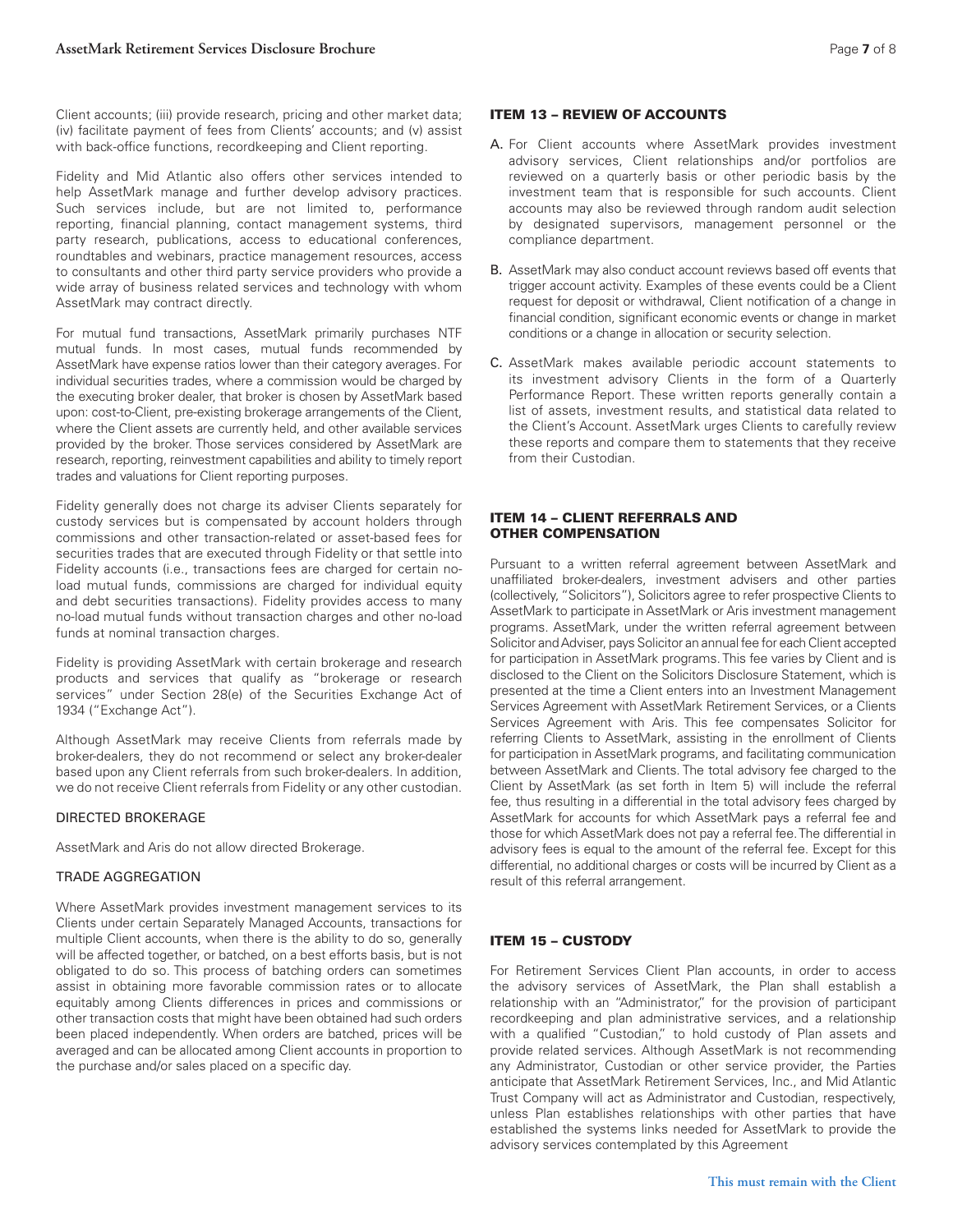Client accounts; (iii) provide research, pricing and other market data; (iv) facilitate payment of fees from Clients' accounts; and (v) assist with back-office functions, recordkeeping and Client reporting.

Fidelity and Mid Atlantic also offers other services intended to help AssetMark manage and further develop advisory practices. Such services include, but are not limited to, performance reporting, financial planning, contact management systems, third party research, publications, access to educational conferences, roundtables and webinars, practice management resources, access to consultants and other third party service providers who provide a wide array of business related services and technology with whom AssetMark may contract directly.

For mutual fund transactions, AssetMark primarily purchases NTF mutual funds. In most cases, mutual funds recommended by AssetMark have expense ratios lower than their category averages. For individual securities trades, where a commission would be charged by the executing broker dealer, that broker is chosen by AssetMark based upon: cost-to-Client, pre-existing brokerage arrangements of the Client, where the Client assets are currently held, and other available services provided by the broker. Those services considered by AssetMark are research, reporting, reinvestment capabilities and ability to timely report trades and valuations for Client reporting purposes.

Fidelity generally does not charge its adviser Clients separately for custody services but is compensated by account holders through commissions and other transaction-related or asset-based fees for securities trades that are executed through Fidelity or that settle into Fidelity accounts (i.e., transactions fees are charged for certain no-load mutual funds, commissions are charged for individual equity and debt securities transactions). Fidelity provides access to many no-load mutual funds without transaction charges and other no-load funds at nominal transaction charges.

Fidelity is providing AssetMark with certain brokerage and research products and services that qualify as "brokerage or research services" under Section 28(e) of the Securities Exchange Act of 1934 ("Exchange Act").

Although AssetMark may receive Clients from referrals made by broker-dealers, they do not recommend or select any broker-dealer based upon any Client referrals from such broker-dealers. In addition, we do not receive Client referrals from Fidelity or any other custodian.

### DIRECTED BROKERAGE

AssetMark and Aris do not allow directed Brokerage.

### TRADE AGGREGATION

Where AssetMark provides investment management services to its Clients under certain Separately Managed Accounts, transactions for multiple Client accounts, when there is the ability to do so, generally will be affected together, or batched, on a best efforts basis, but is not obligated to do so. This process of batching orders can sometimes assist in obtaining more favorable commission rates or to allocate equitably among Clients differences in prices and commissions or other transaction costs that might have been obtained had such orders been placed independently. When orders are batched, prices will be averaged and can be allocated among Client accounts in proportion to the purchase and/or sales placed on a specific day.

## ITEM 13 – REVIEW OF ACCOUNTS

A. For Client accounts where AssetMark provides investment advisory services, Client relationships and/or portfolios are reviewed on a quarterly basis or other periodic basis by the investment team that is responsible for such accounts. Client accounts may also be reviewed through random audit selection by designated supervisors, management personnel or the compliance department.

B. AssetMark may also conduct account reviews based off events that trigger account activity. Examples of these events could be a Client request for deposit or withdrawal, Client notification of a change in financial condition, significant economic events or change in market conditions or a change in allocation or security selection.

C. AssetMark makes available periodic account statements to its investment advisory Clients in the form of a Quarterly Performance Report. These written reports generally contain a list of assets, investment results, and statistical data related to the Client's Account. AssetMark urges Clients to carefully review these reports and compare them to statements that they receive from their Custodian.

## ITEM 14 – CLIENT REFERRALS AND OTHER COMPENSATION

Pursuant to a written referral agreement between AssetMark and unaffiliated broker-dealers, investment advisers and other parties (collectively, "Solicitors"), Solicitors agree to refer prospective Clients to AssetMark to participate in AssetMark or Aris investment management programs. AssetMark, under the written referral agreement between Solicitor and Adviser, pays Solicitor an annual fee for each Client accepted for participation in AssetMark programs. This fee varies by Client and is disclosed to the Client on the Solicitors Disclosure Statement, which is presented at the time a Client enters into an Investment Management Services Agreement with AssetMark Retirement Services, or a Clients Services Agreement with Aris. This fee compensates Solicitor for referring Clients to AssetMark, assisting in the enrollment of Clients for participation in AssetMark programs, and facilitating communication between AssetMark and Clients. The total advisory fee charged to the Client by AssetMark (as set forth in Item 5) will include the referral fee, thus resulting in a differential in the total advisory fees charged by AssetMark for accounts for which AssetMark pays a referral fee and those for which AssetMark does not pay a referral fee. The differential in advisory fees is equal to the amount of the referral fee. Except for this differential, no additional charges or costs will be incurred by Client as a result of this referral arrangement.

## ITEM 15 – CUSTODY

For Retirement Services Client Plan accounts, in order to access the advisory services of AssetMark, the Plan shall establish a relationship with an "Administrator," for the provision of participant recordkeeping and plan administrative services, and a relationship with a qualified "Custodian," to hold custody of Plan assets and provide related services. Although AssetMark is not recommending any Administrator, Custodian or other service provider, the Parties anticipate that AssetMark Retirement Services, Inc., and Mid Atlantic Trust Company will act as Administrator and Custodian, respectively, unless Plan establishes relationships with other parties that have established the systems links needed for AssetMark to provide the advisory services contemplated by this Agreement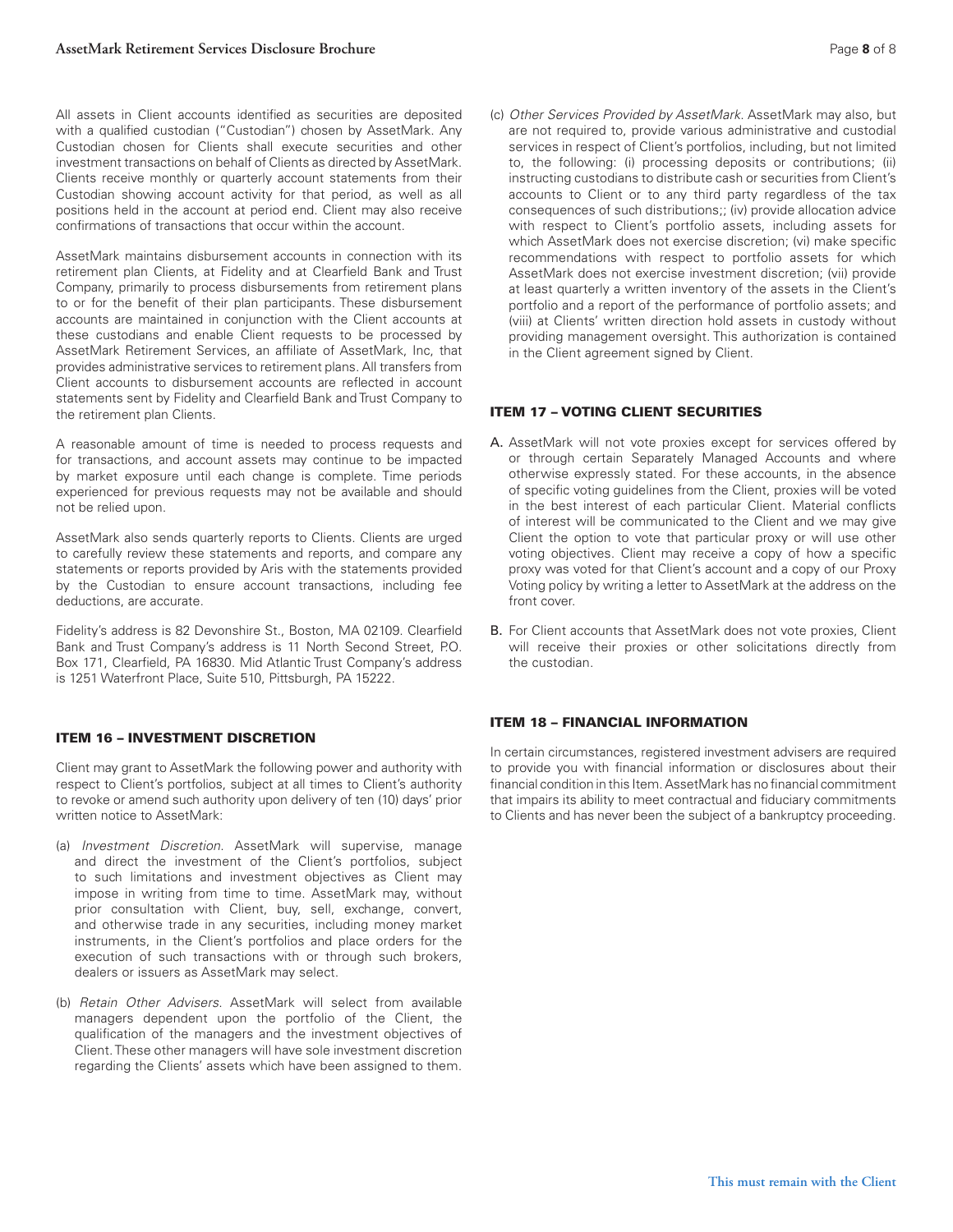All assets in Client accounts identified as securities are deposited with a qualified custodian ("Custodian") chosen by AssetMark. Any Custodian chosen for Clients shall execute securities and other investment transactions on behalf of Clients as directed by AssetMark. Clients receive monthly or quarterly account statements from their Custodian showing account activity for that period, as well as all positions held in the account at period end. Client may also receive confirmations of transactions that occur within the account.

AssetMark maintains disbursement accounts in connection with its retirement plan Clients, at Fidelity and at Clearfield Bank and Trust Company, primarily to process disbursements from retirement plans to or for the benefit of their plan participants. These disbursement accounts are maintained in conjunction with the Client accounts at these custodians and enable Client requests to be processed by AssetMark Retirement Services, an affiliate of AssetMark, Inc, that provides administrative services to retirement plans. All transfers from Client accounts to disbursement accounts are reflected in account statements sent by Fidelity and Clearfield Bank and Trust Company to the retirement plan Clients.

A reasonable amount of time is needed to process requests and for transactions, and account assets may continue to be impacted by market exposure until each change is complete. Time periods experienced for previous requests may not be available and should not be relied upon.

AssetMark also sends quarterly reports to Clients. Clients are urged to carefully review these statements and reports, and compare any statements or reports provided by Aris with the statements provided by the Custodian to ensure account transactions, including fee deductions, are accurate.

Fidelity's address is 82 Devonshire St., Boston, MA 02109. Clearfield Bank and Trust Company's address is 11 North Second Street, P.O. Box 171, Clearfield, PA 16830. Mid Atlantic Trust Company's address is 1251 Waterfront Place, Suite 510, Pittsburgh, PA 15222.

## ITEM 16 – INVESTMENT DISCRETION

Client may grant to AssetMark the following power and authority with respect to Client's portfolios, subject at all times to Client's authority to revoke or amend such authority upon delivery of ten (10) days' prior written notice to AssetMark:

(a) *Investment Discretion.* AssetMark will supervise, manage and direct the investment of the Client's portfolios, subject to such limitations and investment objectives as Client may impose in writing from time to time. AssetMark may, without prior consultation with Client, buy, sell, exchange, convert, and otherwise trade in any securities, including money market instruments, in the Client's portfolios and place orders for the execution of such transactions with or through such brokers, dealers or issuers as AssetMark may select.

(b) *Retain Other Advisers.* AssetMark will select from available managers dependent upon the portfolio of the Client, the qualification of the managers and the investment objectives of Client. These other managers will have sole investment discretion regarding the Clients' assets which have been assigned to them.

(c) *Other Services Provided by AssetMark.* AssetMark may also, but are not required to, provide various administrative and custodial services in respect of Client's portfolios, including, but not limited to, the following: (i) processing deposits or contributions; (ii) instructing custodians to distribute cash or securities from Client's accounts to Client or to any third party regardless of the tax consequences of such distributions;; (iv) provide allocation advice with respect to Client's portfolio assets, including assets for which AssetMark does not exercise discretion; (vi) make specific recommendations with respect to portfolio assets for which AssetMark does not exercise investment discretion; (vii) provide at least quarterly a written inventory of the assets in the Client's portfolio and a report of the performance of portfolio assets; and (viii) at Clients' written direction hold assets in custody without providing management oversight. This authorization is contained in the Client agreement signed by Client.

## ITEM 17 – VOTING CLIENT SECURITIES

A. AssetMark will not vote proxies except for services offered by or through certain Separately Managed Accounts and where otherwise expressly stated. For these accounts, in the absence of specific voting guidelines from the Client, proxies will be voted in the best interest of each particular Client. Material conflicts of interest will be communicated to the Client and we may give Client the option to vote that particular proxy or will use other voting objectives. Client may receive a copy of how a specific proxy was voted for that Client's account and a copy of our Proxy Voting policy by writing a letter to AssetMark at the address on the front cover.

B. For Client accounts that AssetMark does not vote proxies, Client will receive their proxies or other solicitations directly from the custodian.

## ITEM 18 – FINANCIAL INFORMATION

In certain circumstances, registered investment advisers are required to provide you with financial information or disclosures about their financial condition in this Item. AssetMark has no financial commitment that impairs its ability to meet contractual and fiduciary commitments to Clients and has never been the subject of a bankruptcy proceeding.